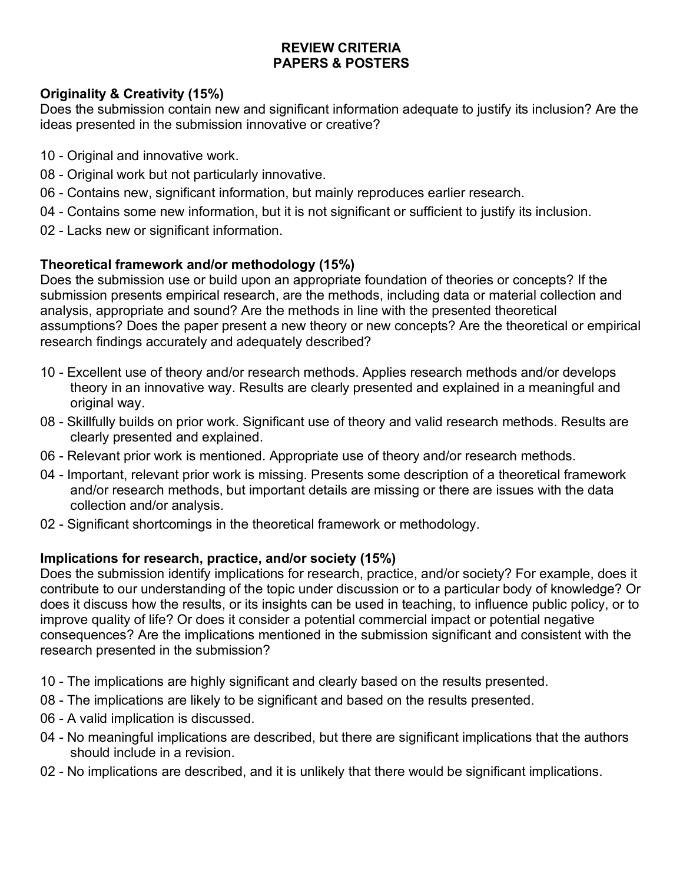# REVIEW CRITERIA
# PAPERS & POSTERS

**Originality & Creativity (15%)**

Does the submission contain new and significant information adequate to justify its inclusion? Are the ideas presented in the submission innovative or creative?

- 10 - Original and innovative work.
- 08 - Original work but not particularly innovative.
- 06 - Contains new, significant information, but mainly reproduces earlier research.
- 04 - Contains some new information, but it is not significant or sufficient to justify its inclusion.
- 02 - Lacks new or significant information.

**Theoretical framework and/or methodology (15%)**

Does the submission use or build upon an appropriate foundation of theories or concepts? If the submission presents empirical research, are the methods, including data or material collection and analysis, appropriate and sound? Are the methods in line with the presented theoretical assumptions? Does the paper present a new theory or new concepts? Are the theoretical or empirical research findings accurately and adequately described?

- 10 - Excellent use of theory and/or research methods. Applies research methods and/or develops theory in an innovative way. Results are clearly presented and explained in a meaningful and original way.
- 08 - Skillfully builds on prior work. Significant use of theory and valid research methods. Results are clearly presented and explained.
- 06 - Relevant prior work is mentioned. Appropriate use of theory and/or research methods.
- 04 - Important, relevant prior work is missing. Presents some description of a theoretical framework and/or research methods, but important details are missing or there are issues with the data collection and/or analysis.
- 02 - Significant shortcomings in the theoretical framework or methodology.

**Implications for research, practice, and/or society (15%)**

Does the submission identify implications for research, practice, and/or society? For example, does it contribute to our understanding of the topic under discussion or to a particular body of knowledge? Or does it discuss how the results, or its insights can be used in teaching, to influence public policy, or to improve quality of life? Or does it consider a potential commercial impact or potential negative consequences? Are the implications mentioned in the submission significant and consistent with the research presented in the submission?

- 10 - The implications are highly significant and clearly based on the results presented.
- 08 - The implications are likely to be significant and based on the results presented.
- 06 - A valid implication is discussed.
- 04 - No meaningful implications are described, but there are significant implications that the authors should include in a revision.
- 02 - No implications are described, and it is unlikely that there would be significant implications.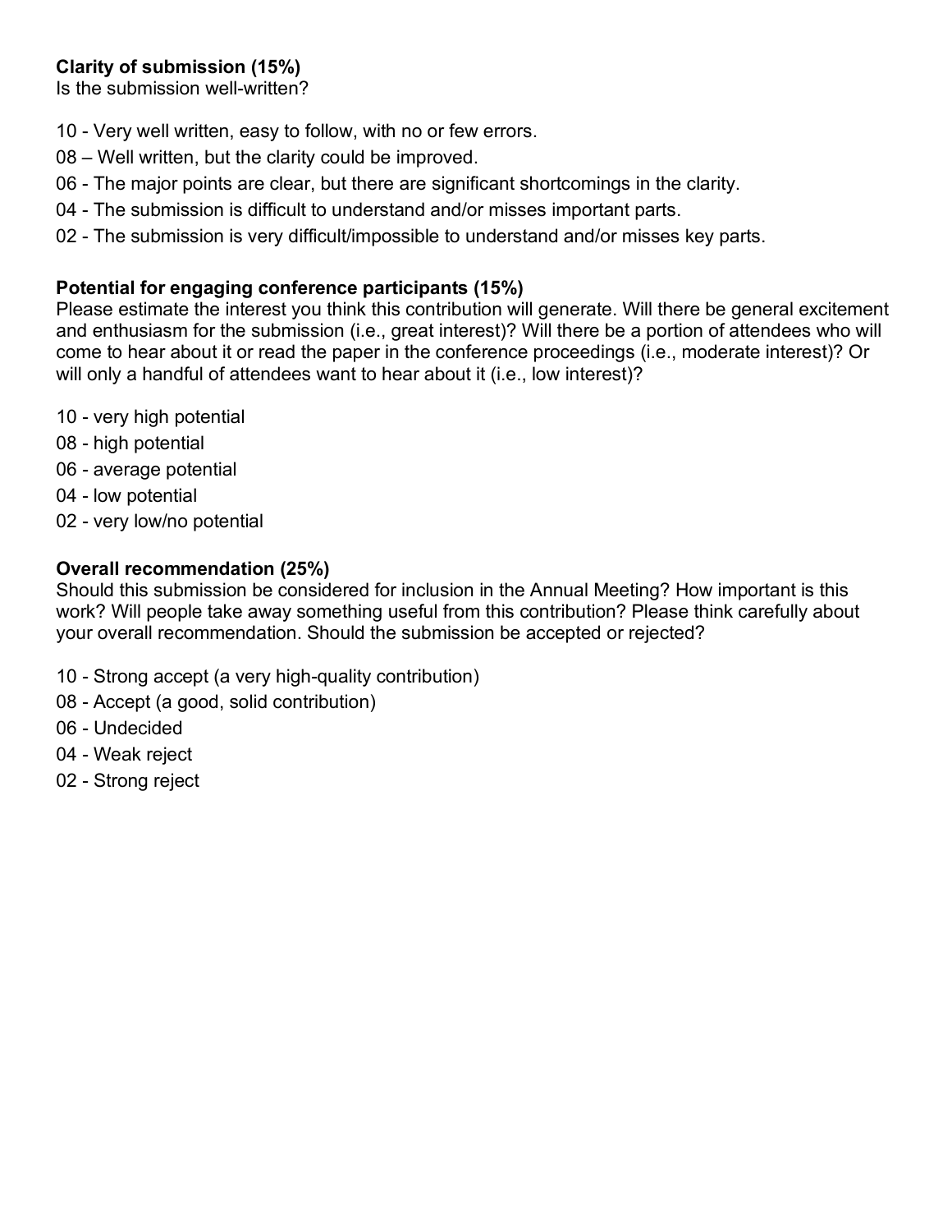**Clarity of submission (15%)**
Is the submission well-written?

10 - Very well written, easy to follow, with no or few errors.
08 – Well written, but the clarity could be improved.
06 - The major points are clear, but there are significant shortcomings in the clarity.
04 - The submission is difficult to understand and/or misses important parts.
02 - The submission is very difficult/impossible to understand and/or misses key parts.

**Potential for engaging conference participants (15%)**
Please estimate the interest you think this contribution will generate. Will there be general excitement and enthusiasm for the submission (i.e., great interest)? Will there be a portion of attendees who will come to hear about it or read the paper in the conference proceedings (i.e., moderate interest)? Or will only a handful of attendees want to hear about it (i.e., low interest)?

10 - very high potential
08 - high potential
06 - average potential
04 - low potential
02 - very low/no potential

**Overall recommendation (25%)**
Should this submission be considered for inclusion in the Annual Meeting? How important is this work? Will people take away something useful from this contribution? Please think carefully about your overall recommendation. Should the submission be accepted or rejected?

10 - Strong accept (a very high-quality contribution)
08 - Accept (a good, solid contribution)
06 - Undecided
04 - Weak reject
02 - Strong reject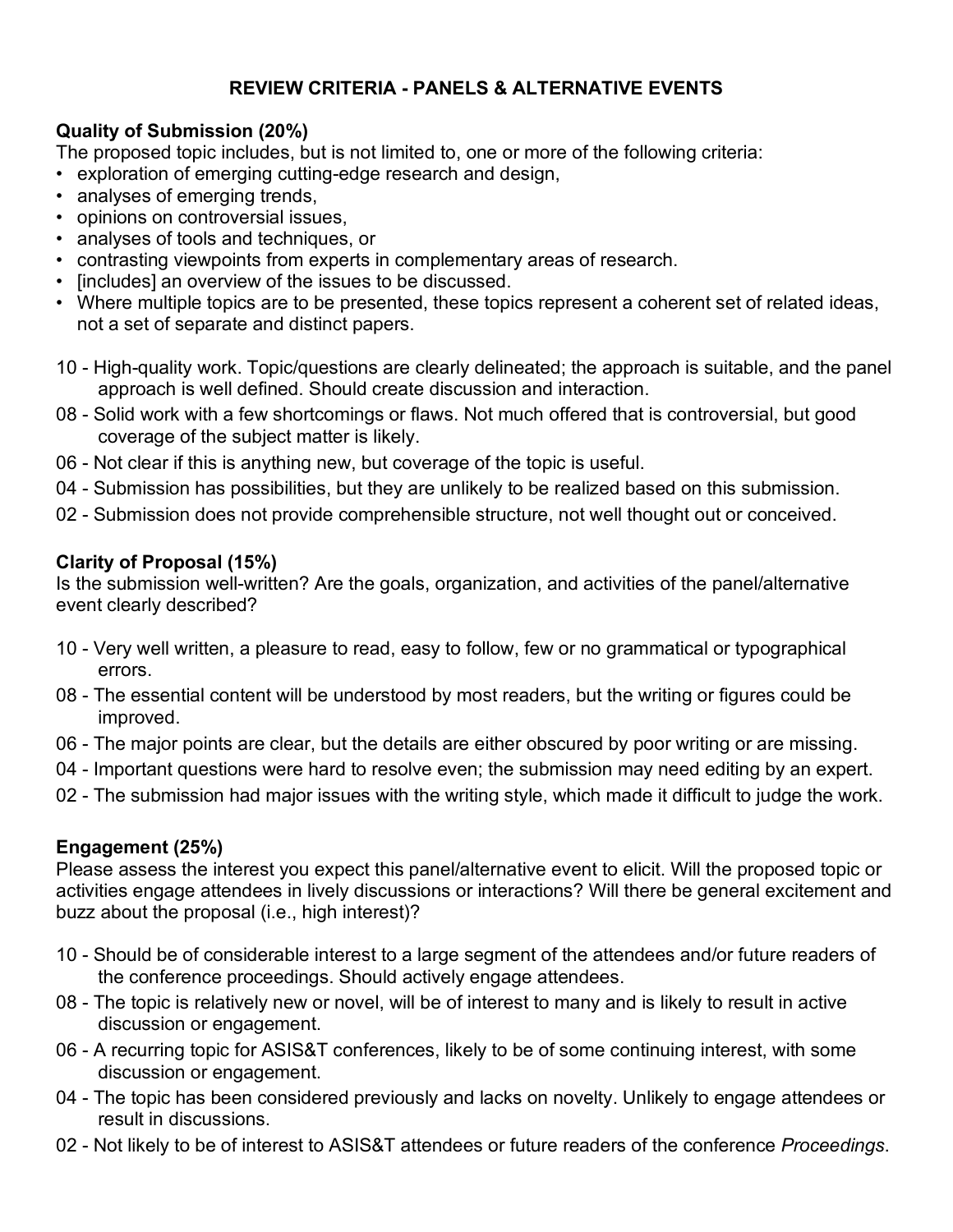# REVIEW CRITERIA - PANELS & ALTERNATIVE EVENTS

### Quality of Submission (20%)

The proposed topic includes, but is not limited to, one or more of the following criteria:

- exploration of emerging cutting-edge research and design,
- analyses of emerging trends,
- opinions on controversial issues,
- analyses of tools and techniques, or
- contrasting viewpoints from experts in complementary areas of research.
- [includes] an overview of the issues to be discussed.
- Where multiple topics are to be presented, these topics represent a coherent set of related ideas, not a set of separate and distinct papers.

10 - High-quality work. Topic/questions are clearly delineated; the approach is suitable, and the panel approach is well defined. Should create discussion and interaction.

08 - Solid work with a few shortcomings or flaws. Not much offered that is controversial, but good coverage of the subject matter is likely.

06 - Not clear if this is anything new, but coverage of the topic is useful.

04 - Submission has possibilities, but they are unlikely to be realized based on this submission.

02 - Submission does not provide comprehensible structure, not well thought out or conceived.

### Clarity of Proposal (15%)

Is the submission well-written? Are the goals, organization, and activities of the panel/alternative event clearly described?

10 - Very well written, a pleasure to read, easy to follow, few or no grammatical or typographical errors.

08 - The essential content will be understood by most readers, but the writing or figures could be improved.

06 - The major points are clear, but the details are either obscured by poor writing or are missing.

04 - Important questions were hard to resolve even; the submission may need editing by an expert.

02 - The submission had major issues with the writing style, which made it difficult to judge the work.

### Engagement (25%)

Please assess the interest you expect this panel/alternative event to elicit. Will the proposed topic or activities engage attendees in lively discussions or interactions? Will there be general excitement and buzz about the proposal (i.e., high interest)?

10 - Should be of considerable interest to a large segment of the attendees and/or future readers of the conference proceedings. Should actively engage attendees.

08 - The topic is relatively new or novel, will be of interest to many and is likely to result in active discussion or engagement.

06 - A recurring topic for ASIS&T conferences, likely to be of some continuing interest, with some discussion or engagement.

04 - The topic has been considered previously and lacks on novelty. Unlikely to engage attendees or result in discussions.

02 - Not likely to be of interest to ASIS&T attendees or future readers of the conference *Proceedings*.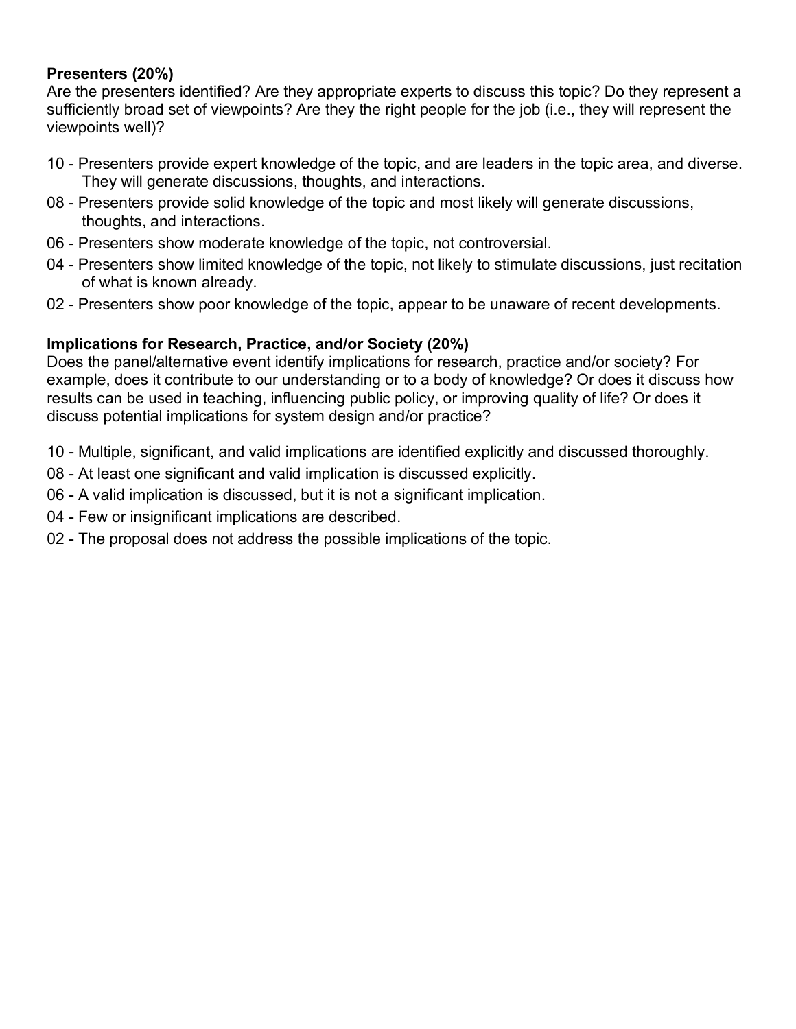**Presenters (20%)**

Are the presenters identified? Are they appropriate experts to discuss this topic? Do they represent a sufficiently broad set of viewpoints? Are they the right people for the job (i.e., they will represent the viewpoints well)?

- 10 - Presenters provide expert knowledge of the topic, and are leaders in the topic area, and diverse. They will generate discussions, thoughts, and interactions.
- 08 - Presenters provide solid knowledge of the topic and most likely will generate discussions, thoughts, and interactions.
- 06 - Presenters show moderate knowledge of the topic, not controversial.
- 04 - Presenters show limited knowledge of the topic, not likely to stimulate discussions, just recitation of what is known already.
- 02 - Presenters show poor knowledge of the topic, appear to be unaware of recent developments.

**Implications for Research, Practice, and/or Society (20%)**

Does the panel/alternative event identify implications for research, practice and/or society? For example, does it contribute to our understanding or to a body of knowledge? Or does it discuss how results can be used in teaching, influencing public policy, or improving quality of life? Or does it discuss potential implications for system design and/or practice?

- 10 - Multiple, significant, and valid implications are identified explicitly and discussed thoroughly.
- 08 - At least one significant and valid implication is discussed explicitly.
- 06 - A valid implication is discussed, but it is not a significant implication.
- 04 - Few or insignificant implications are described.
- 02 - The proposal does not address the possible implications of the topic.